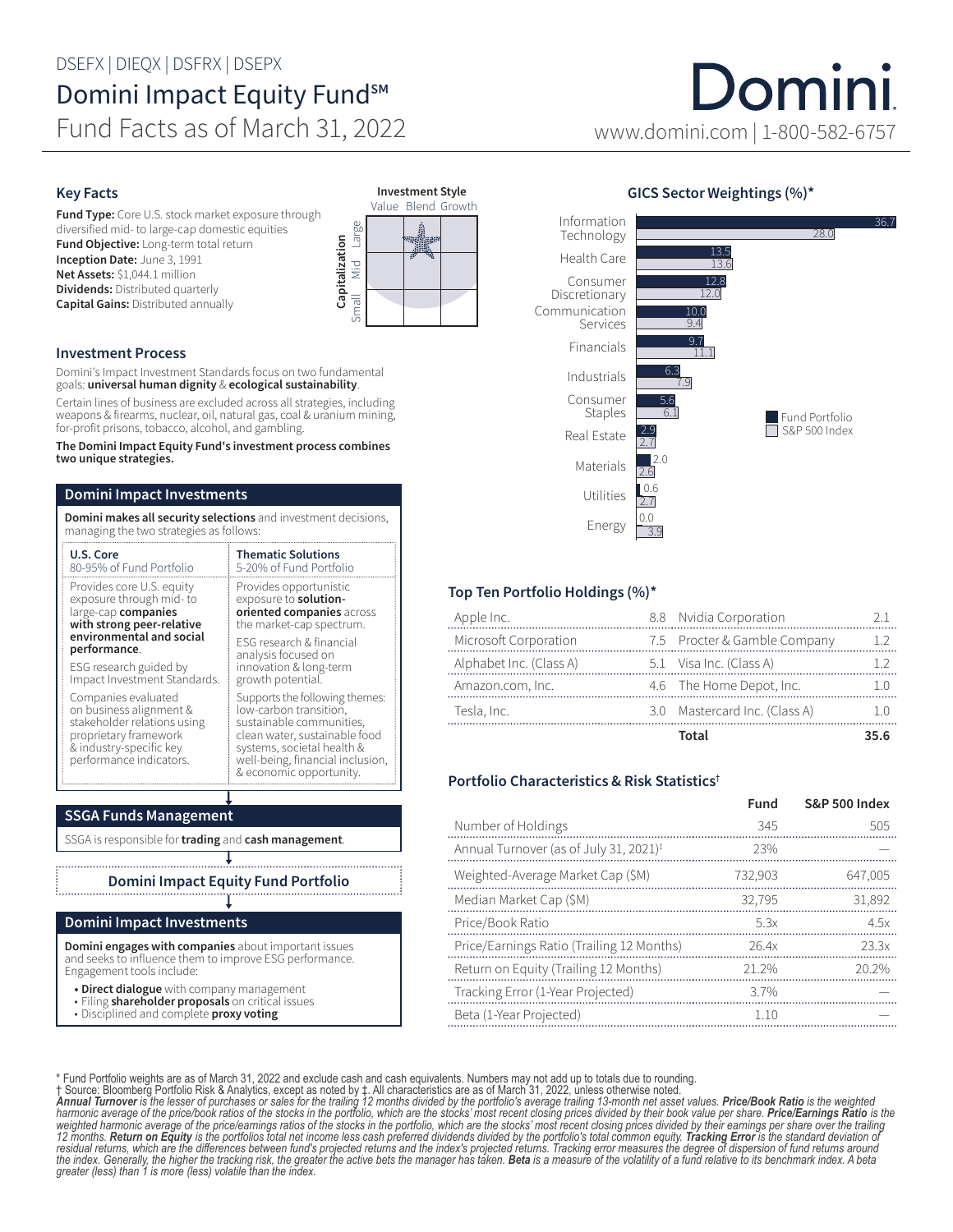DSEFX | DIEQX | DSFRX | DSEPX

# Domini Impact Equity Fund℠

## Fund Facts as of March 31, 2022

Domini

www.domini.com | 1-800-582-6757

### Key Facts

**Fund Type:** Core U.S. stock market exposure through diversified mid- to large-cap domestic equities
**Fund Objective:** Long-term total return
**Inception Date:** June 3, 1991
**Net Assets:** $1,044.1 million
**Dividends:** Distributed quarterly
**Capital Gains:** Distributed annually

**Investment Style**

| Capitalization | Value | Blend | Growth |
|---|---|---|---|
| Large | | ★ | |
| Mid | | | |
| Small | | | |

### Investment Process

Domini's Impact Investment Standards focus on two fundamental goals: **universal human dignity** & **ecological sustainability**.

Certain lines of business are excluded across all strategies, including weapons & firearms, nuclear, oil, natural gas, coal & uranium mining, for-profit prisons, tobacco, alcohol, and gambling.

**The Domini Impact Equity Fund's investment process combines two unique strategies.**

#### Domini Impact Investments

**Domini makes all security selections** and investment decisions, managing the two strategies as follows:

| U.S. Core<br>80-95% of Fund Portfolio | Thematic Solutions<br>5-20% of Fund Portfolio |
|---|---|
| Provides core U.S. equity exposure through mid- to large-cap **companies with strong peer-relative environmental and social performance**.<br><br>ESG research guided by Impact Investment Standards.<br><br>Companies evaluated on business alignment & stakeholder relations using proprietary framework & industry-specific key performance indicators. | Provides opportunistic exposure to **solution-oriented companies** across the market-cap spectrum.<br><br>ESG research & financial analysis focused on innovation & long-term growth potential.<br><br>Supports the following themes: low-carbon transition, sustainable communities, clean water, sustainable food systems, societal health & well-being, financial inclusion, & economic opportunity. |

#### SSGA Funds Management

SSGA is responsible for **trading** and **cash management**.

#### Domini Impact Equity Fund Portfolio

#### Domini Impact Investments

**Domini engages with companies** about important issues and seeks to influence them to improve ESG performance. Engagement tools include:

- **Direct dialogue** with company management
- Filing **shareholder proposals** on critical issues
- Disciplined and complete **proxy voting**

### GICS Sector Weightings (%)*

| Sector | Fund Portfolio | S&P 500 Index |
|---|---|---|
| Information Technology | 36.7 | 28.0 |
| Health Care | 13.5 | 13.6 |
| Consumer Discretionary | 12.8 | 12.0 |
| Communication Services | 10.0 | 9.4 |
| Financials | 9.7 | 11.1 |
| Industrials | 6.3 | 7.9 |
| Consumer Staples | 5.6 | 6.1 |
| Real Estate | 2.9 | 2.7 |
| Materials | 2.0 | 2.6 |
| Utilities | 0.6 | 2.7 |
| Energy | 0.0 | 3.9 |

### Top Ten Portfolio Holdings (%)*

| Holding | % | Holding | % |
|---|---|---|---|
| Apple Inc. | 8.8 | Nvidia Corporation | 2.1 |
| Microsoft Corporation | 7.5 | Procter & Gamble Company | 1.2 |
| Alphabet Inc. (Class A) | 5.1 | Visa Inc. (Class A) | 1.2 |
| Amazon.com, Inc. | 4.6 | The Home Depot, Inc. | 1.0 |
| Tesla, Inc. | 3.0 | Mastercard Inc. (Class A) | 1.0 |
| | | **Total** | **35.6** |

### Portfolio Characteristics & Risk Statistics†

| | Fund | S&P 500 Index |
|---|---|---|
| Number of Holdings | 345 | 505 |
| Annual Turnover (as of July 31, 2021)‡ | 23% | — |
| Weighted-Average Market Cap ($M) | 732,903 | 647,005 |
| Median Market Cap ($M) | 32,795 | 31,892 |
| Price/Book Ratio | 5.3x | 4.5x |
| Price/Earnings Ratio (Trailing 12 Months) | 26.4x | 23.3x |
| Return on Equity (Trailing 12 Months) | 21.2% | 20.2% |
| Tracking Error (1-Year Projected) | 3.7% | — |
| Beta (1-Year Projected) | 1.10 | — |

\* Fund Portfolio weights are as of March 31, 2022 and exclude cash and cash equivalents. Numbers may not add up to totals due to rounding.
† Source: Bloomberg Portfolio Risk & Analytics, except as noted by ‡. All characteristics are as of March 31, 2022, unless otherwise noted.
***Annual Turnover*** *is the lesser of purchases or sales for the trailing 12 months divided by the portfolio's average trailing 13-month net asset values.* ***Price/Book Ratio*** *is the weighted harmonic average of the price/book ratios of the stocks in the portfolio, which are the stocks' most recent closing prices divided by their book value per share.* ***Price/Earnings Ratio*** *is the weighted harmonic average of the price/earnings ratios of the stocks in the portfolio, which are the stocks' most recent closing prices divided by their earnings per share over the trailing 12 months.* ***Return on Equity*** *is the portfolios total net income less cash preferred dividends divided by the portfolio's total common equity.* ***Tracking Error*** *is the standard deviation of residual returns, which are the differences between fund's projected returns and the index's projected returns. Tracking error measures the degree of dispersion of fund returns around the index. Generally, the higher the tracking risk, the greater the active bets the manager has taken.* ***Beta*** *is a measure of the volatility of a fund relative to its benchmark index. A beta greater (less) than 1 is more (less) volatile than the index.*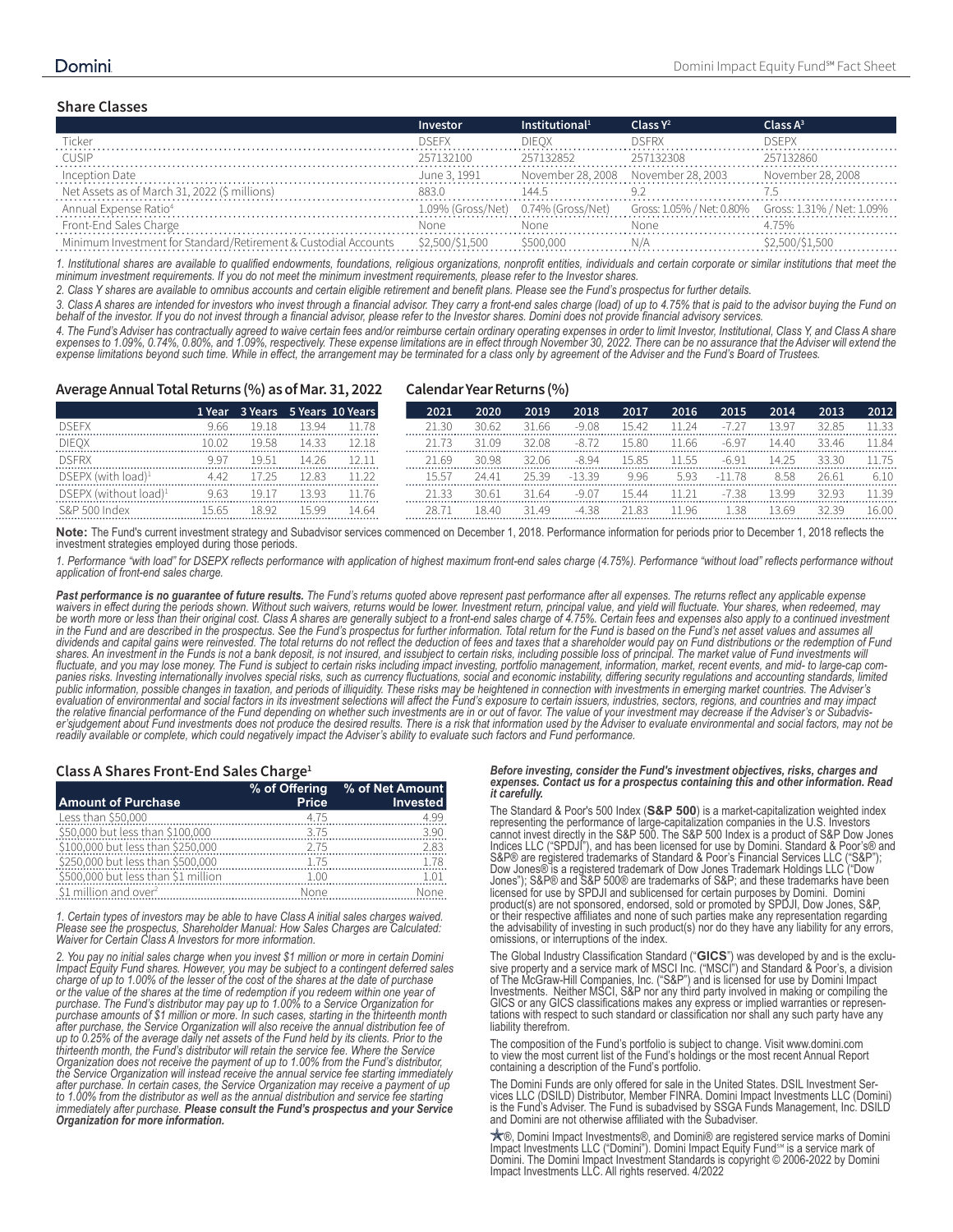## Share Classes

| | Investor | Institutional[1] | Class Y[2] | Class A[3] |
|---|---|---|---|---|
| Ticker | DSEFX | DIEQX | DSFRX | DSEPX |
| CUSIP | 257132100 | 257132852 | 257132308 | 257132860 |
| Inception Date | June 3, 1991 | November 28, 2008 | November 28, 2003 | November 28, 2008 |
| Net Assets as of March 31, 2022 ($ millions) | 883.0 | 144.5 | 9.2 | 7.5 |
| Annual Expense Ratio[4] | 1.09% (Gross/Net) | 0.74% (Gross/Net) | Gross: 1.05% / Net: 0.80% | Gross: 1.31% / Net: 1.09% |
| Front-End Sales Charge | None | None | None | 4.75% |
| Minimum Investment for Standard/Retirement & Custodial Accounts | $2,500/$1,500 | $500,000 | N/A | $2,500/$1,500 |

*1. Institutional shares are available to qualified endowments, foundations, religious organizations, nonprofit entities, individuals and certain corporate or similar institutions that meet the minimum investment requirements. If you do not meet the minimum investment requirements, please refer to the Investor shares.*

*2. Class Y shares are available to omnibus accounts and certain eligible retirement and benefit plans. Please see the Fund's prospectus for further details.*

*3. Class A shares are intended for investors who invest through a financial advisor. They carry a front-end sales charge (load) of up to 4.75% that is paid to the advisor buying the Fund on behalf of the investor. If you do not invest through a financial advisor, please refer to the Investor shares. Domini does not provide financial advisory services.*

*4. The Fund's Adviser has contractually agreed to waive certain fees and/or reimburse certain ordinary operating expenses in order to limit Investor, Institutional, Class Y, and Class A share expenses to 1.09%, 0.74%, 0.80%, and 1.09%, respectively. These expense limitations are in effect through November 30, 2022. There can be no assurance that the Adviser will extend the expense limitations beyond such time. While in effect, the arrangement may be terminated for a class only by agreement of the Adviser and the Fund's Board of Trustees.*

### Average Annual Total Returns (%) as of Mar. 31, 2022

| | 1 Year | 3 Years | 5 Years | 10 Years |
|---|---|---|---|---|
| DSEFX | 9.66 | 19.18 | 13.94 | 11.78 |
| DIEQX | 10.02 | 19.58 | 14.33 | 12.18 |
| DSFRX | 9.97 | 19.51 | 14.26 | 12.11 |
| DSEPX (with load)[1] | 4.42 | 17.25 | 12.83 | 11.22 |
| DSEPX (without load)[1] | 9.63 | 19.17 | 13.93 | 11.76 |
| S&P 500 Index | 15.65 | 18.92 | 15.99 | 14.64 |

### Calendar Year Returns (%)

| | 2021 | 2020 | 2019 | 2018 | 2017 | 2016 | 2015 | 2014 | 2013 | 2012 |
|---|---|---|---|---|---|---|---|---|---|---|
| DSEFX | 21.30 | 30.62 | 31.66 | -9.08 | 15.42 | 11.24 | -7.27 | 13.97 | 32.85 | 11.33 |
| DIEQX | 21.73 | 31.09 | 32.08 | -8.72 | 15.80 | 11.66 | -6.97 | 14.40 | 33.46 | 11.84 |
| DSFRX | 21.69 | 30.98 | 32.06 | -8.94 | 15.85 | 11.55 | -6.91 | 14.25 | 33.30 | 11.75 |
| DSEPX (with load)[1] | 15.57 | 24.41 | 25.39 | -13.39 | 9.96 | 5.93 | -11.78 | 8.58 | 26.61 | 6.10 |
| DSEPX (without load)[1] | 21.33 | 30.61 | 31.64 | -9.07 | 15.44 | 11.21 | -7.38 | 13.99 | 32.93 | 11.39 |
| S&P 500 Index | 28.71 | 18.40 | 31.49 | -4.38 | 21.83 | 11.96 | 1.38 | 13.69 | 32.39 | 16.00 |

**Note:** The Fund's current investment strategy and Subadvisor services commenced on December 1, 2018. Performance information for periods prior to December 1, 2018 reflects the investment strategies employed during those periods.

*1. Performance "with load" for DSEPX reflects performance with application of highest maximum front-end sales charge (4.75%). Performance "without load" reflects performance without application of front-end sales charge.*

***Past performance is no guarantee of future results.*** *The Fund's returns quoted above represent past performance after all expenses. The returns reflect any applicable expense waivers in effect during the periods shown. Without such waivers, returns would be lower. Investment return, principal value, and yield will fluctuate. Your shares, when redeemed, may be worth more or less than their original cost. Class A shares are generally subject to a front-end sales charge of 4.75%. Certain fees and expenses also apply to a continued investment in the Fund and are described in the prospectus. See the Fund's prospectus for further information. Total return for the Fund is based on the Fund's net asset values and assumes all dividends and capital gains were reinvested. The total returns do not reflect the deduction of fees and taxes that a shareholder would pay on Fund distributions or the redemption of Fund shares. An investment in the Funds is not a bank deposit, is not insured, and issubject to certain risks, including possible loss of principal. The market value of Fund investments will fluctuate, and you may lose money. The Fund is subject to certain risks including impact investing, portfolio management, information, market, recent events, and mid- to large-cap companies risks. Investing internationally involves special risks, such as currency fluctuations, social and economic instability, differing security regulations and accounting standards, limited public information, possible changes in taxation, and periods of illiquidity. These risks may be heightened in connection with investments in emerging market countries. The Adviser's evaluation of environmental and social factors in its investment selections will affect the Fund's exposure to certain issuers, industries, sectors, regions, and countries and may impact the relative financial performance of the Fund depending on whether such investments are in or out of favor. The value of your investment may decrease if the Adviser's or Subadviser'sjudgement about Fund investments does not produce the desired results. There is a risk that information used by the Adviser to evaluate environmental and social factors, may not be readily available or complete, which could negatively impact the Adviser's ability to evaluate such factors and Fund performance.*

### Class A Shares Front-End Sales Charge[1]

| Amount of Purchase | % of Offering Price | % of Net Amount Invested |
|---|---|---|
| Less than $50,000 | 4.75 | 4.99 |
| $50,000 but less than $100,000 | 3.75 | 3.90 |
| $100,000 but less than $250,000 | 2.75 | 2.83 |
| $250,000 but less than $500,000 | 1.75 | 1.78 |
| $500,000 but less than $1 million | 1.00 | 1.01 |
| $1 million and over[2] | None | None |

*1. Certain types of investors may be able to have Class A initial sales charges waived. Please see the prospectus, Shareholder Manual: How Sales Charges are Calculated: Waiver for Certain Class A Investors for more information.*

*2. You pay no initial sales charge when you invest $1 million or more in certain Domini Impact Equity Fund shares. However, you may be subject to a contingent deferred sales charge of up to 1.00% of the lesser of the cost of the shares at the date of purchase or the value of the shares at the time of redemption if you redeem within one year of purchase. The Fund's distributor may pay up to 1.00% to a Service Organization for purchase amounts of $1 million or more. In such cases, starting in the thirteenth month after purchase, the Service Organization will also receive the annual distribution fee of up to 0.25% of the average daily net assets of the Fund held by its clients. Prior to the thirteenth month, the Fund's distributor will retain the service fee. Where the Service Organization does not receive the payment of up to 1.00% from the Fund's distributor, the Service Organization will instead receive the annual service fee starting immediately after purchase. In certain cases, the Service Organization may receive a payment of up to 1.00% from the distributor as well as the annual distribution and service fee starting immediately after purchase.* ***Please consult the Fund's prospectus and your Service Organization for more information.***

***Before investing, consider the Fund's investment objectives, risks, charges and expenses. Contact us for a prospectus containing this and other information. Read it carefully.***

The Standard & Poor's 500 Index (**S&P 500**) is a market-capitalization weighted index representing the performance of large-capitalization companies in the U.S. Investors cannot invest directly in the S&P 500. The S&P 500 Index is a product of S&P Dow Jones Indices LLC ("SPDJI"), and has been licensed for use by Domini. Standard & Poor's® and S&P® are registered trademarks of Standard & Poor's Financial Services LLC ("S&P"); Dow Jones® is a registered trademark of Dow Jones Trademark Holdings LLC ("Dow Jones"); S&P® and S&P 500® are trademarks of S&P; and these trademarks have been licensed for use by SPDJI and sublicensed for certain purposes by Domini. Domini product(s) are not sponsored, endorsed, sold or promoted by SPDJI, Dow Jones, S&P, or their respective affiliates and none of such parties make any representation regarding the advisability of investing in such product(s) nor do they have any liability for any errors, omissions, or interruptions of the index.

The Global Industry Classification Standard ("**GICS**") was developed by and is the exclusive property and a service mark of MSCI Inc. ("MSCI") and Standard & Poor's, a division of The McGraw-Hill Companies, Inc. ("S&P") and is licensed for use by Domini Impact Investments. Neither MSCI, S&P nor any third party involved in making or compiling the GICS or any GICS classifications makes any express or implied warranties or representations with respect to such standard or classification nor shall any such party have any liability therefrom.

The composition of the Fund's portfolio is subject to change. Visit www.domini.com to view the most current list of the Fund's holdings or the most recent Annual Report containing a description of the Fund's portfolio.

The Domini Funds are only offered for sale in the United States. DSIL Investment Services LLC (DSILD) Distributor, Member FINRA. Domini Impact Investments LLC (Domini) is the Fund's Adviser. The Fund is subadvised by SSGA Funds Management, Inc. DSILD and Domini are not otherwise affiliated with the Subadviser.

★®, Domini Impact Investments®, and Domini® are registered service marks of Domini Impact Investments LLC ("Domini"). Domini Impact Equity Fund℠ is a service mark of Domini. The Domini Impact Investment Standards is copyright © 2006-2022 by Domini Impact Investments LLC. All rights reserved. 4/2022